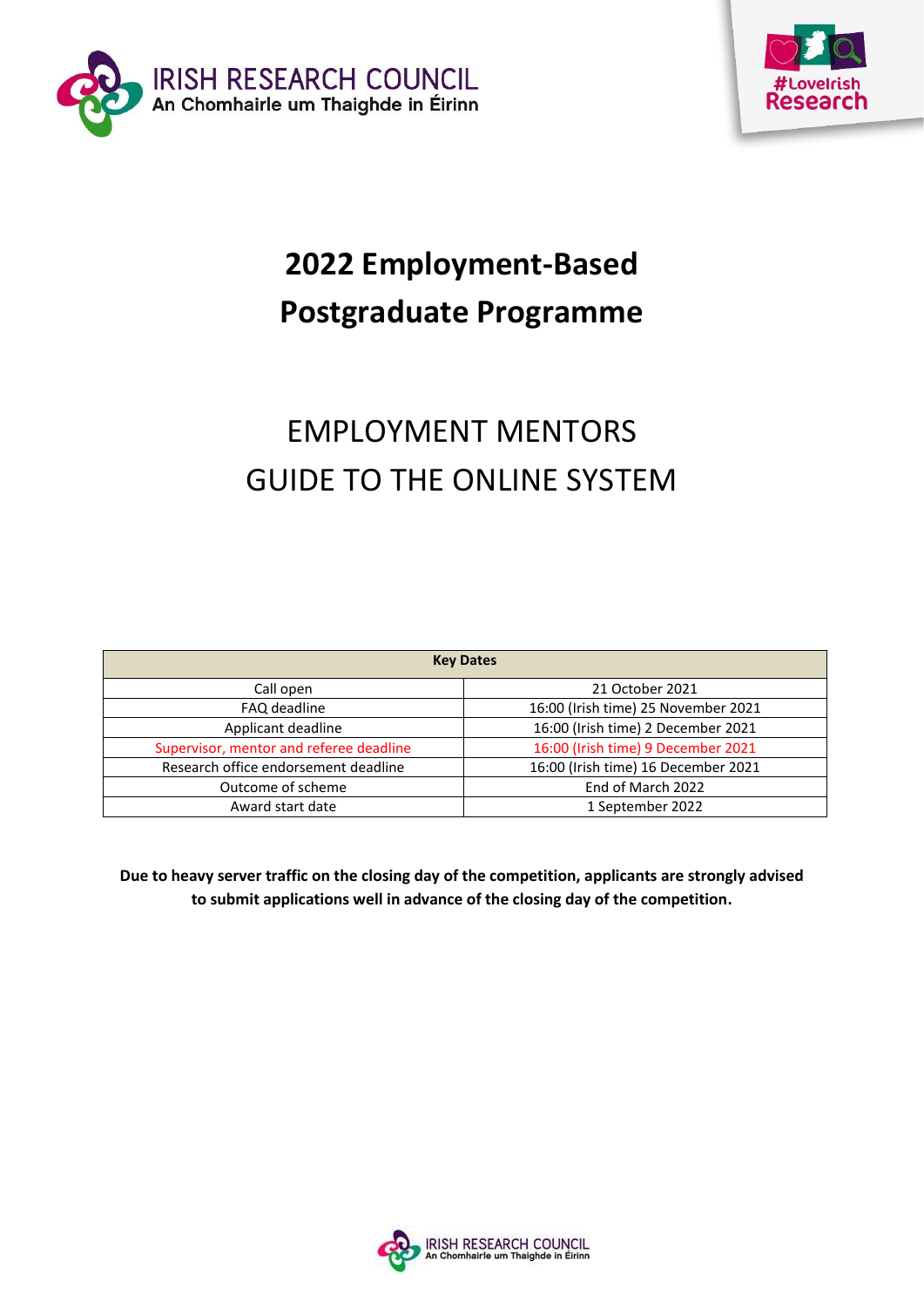IRISH RESEARCH COUNCIL
An Chomhairle um Thaighde in Éirinn

#LoveIrish Research

# 2022 Employment-Based Postgraduate Programme

## EMPLOYMENT MENTORS GUIDE TO THE ONLINE SYSTEM

| Key Dates | |
|---|---|
| Call open | 21 October 2021 |
| FAQ deadline | 16:00 (Irish time) 25 November 2021 |
| Applicant deadline | 16:00 (Irish time) 2 December 2021 |
| Supervisor, mentor and referee deadline | 16:00 (Irish time) 9 December 2021 |
| Research office endorsement deadline | 16:00 (Irish time) 16 December 2021 |
| Outcome of scheme | End of March 2022 |
| Award start date | 1 September 2022 |

**Due to heavy server traffic on the closing day of the competition, applicants are strongly advised to submit applications well in advance of the closing day of the competition.**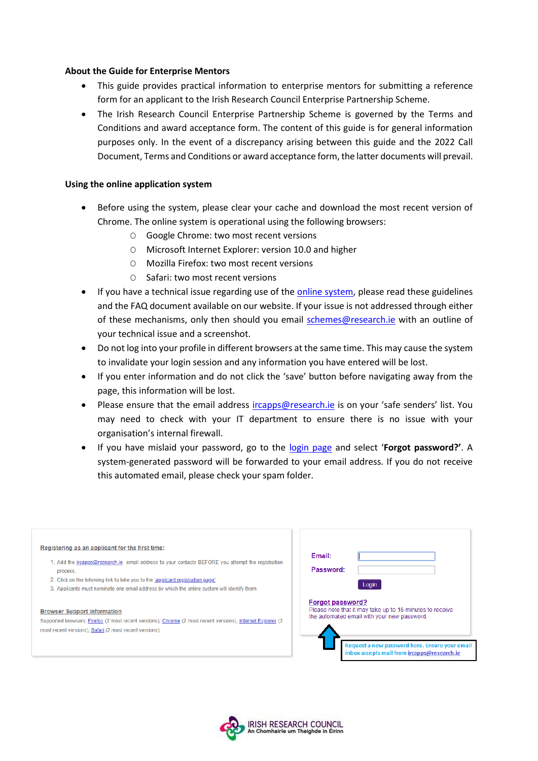### About the Guide for Enterprise Mentors

- This guide provides practical information to enterprise mentors for submitting a reference form for an applicant to the Irish Research Council Enterprise Partnership Scheme.
- The Irish Research Council Enterprise Partnership Scheme is governed by the Terms and Conditions and award acceptance form. The content of this guide is for general information purposes only. In the event of a discrepancy arising between this guide and the 2022 Call Document, Terms and Conditions or award acceptance form, the latter documents will prevail.

### Using the online application system

- Before using the system, please clear your cache and download the most recent version of Chrome. The online system is operational using the following browsers:
  - Google Chrome: two most recent versions
  - Microsoft Internet Explorer: version 10.0 and higher
  - Mozilla Firefox: two most recent versions
  - Safari: two most recent versions
- If you have a technical issue regarding use of the online system, please read these guidelines and the FAQ document available on our website. If your issue is not addressed through either of these mechanisms, only then should you email schemes@research.ie with an outline of your technical issue and a screenshot.
- Do not log into your profile in different browsers at the same time. This may cause the system to invalidate your login session and any information you have entered will be lost.
- If you enter information and do not click the 'save' button before navigating away from the page, this information will be lost.
- Please ensure that the email address ircapps@research.ie is on your 'safe senders' list. You may need to check with your IT department to ensure there is no issue with your organisation's internal firewall.
- If you have mislaid your password, go to the login page and select '**Forgot password?**'. A system-generated password will be forwarded to your email address. If you do not receive this automated email, please check your spam folder.

**Registering as an applicant for the first time:**

1. Add the ircapps@research.ie email address to your contacts BEFORE you attempt the registration process.
2. Click on the following link to take you to the applicant registration page
3. Applicants must nominate one email address by which the online system will identify them.

**Browser Support Information**

Supported browsers: Firefox (2 most recent versions), Chrome (2 most recent versions), Internet Explorer (2 most recent versions), Safari (2 most recent versions).

Email:

Password:

Login

**Forgot password?**

Please note that it may take up to 15 minutes to receive the automated email with your new password.

Request a new password here. Ensure your email inbox accepts mail from ircapps@research.ie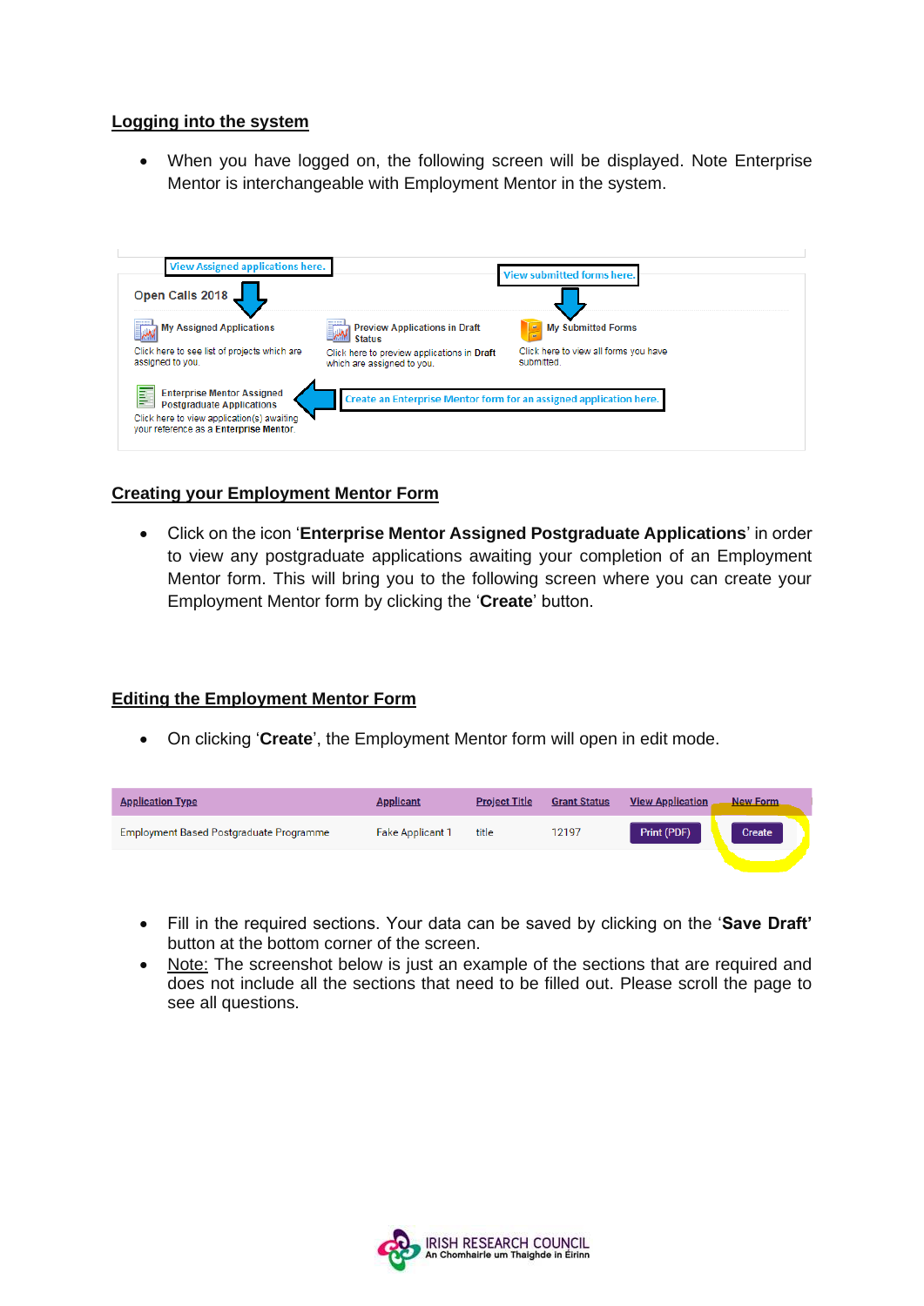## Logging into the system

- When you have logged on, the following screen will be displayed. Note Enterprise Mentor is interchangeable with Employment Mentor in the system.

View Assigned applications here.

View submitted forms here.

Open Calls 2018

My Assigned Applications
Click here to see list of projects which are assigned to you.

Preview Applications in Draft Status
Click here to preview applications in **Draft** which are assigned to you.

My Submitted Forms
Click here to view all forms you have submitted.

Enterprise Mentor Assigned Postgraduate Applications
Click here to view application(s) awaiting your reference as a **Enterprise Mentor**.

Create an Enterprise Mentor form for an assigned application here.

## Creating your Employment Mentor Form

- Click on the icon '**Enterprise Mentor Assigned Postgraduate Applications**' in order to view any postgraduate applications awaiting your completion of an Employment Mentor form. This will bring you to the following screen where you can create your Employment Mentor form by clicking the '**Create**' button.

## Editing the Employment Mentor Form

- On clicking '**Create**', the Employment Mentor form will open in edit mode.

| Application Type | Applicant | Project Title | Grant Status | View Application | New Form |
|---|---|---|---|---|---|
| Employment Based Postgraduate Programme | Fake Applicant 1 | title | 12197 | Print (PDF) | Create |

- Fill in the required sections. Your data can be saved by clicking on the '**Save Draft'** button at the bottom corner of the screen.
- Note: The screenshot below is just an example of the sections that are required and does not include all the sections that need to be filled out. Please scroll the page to see all questions.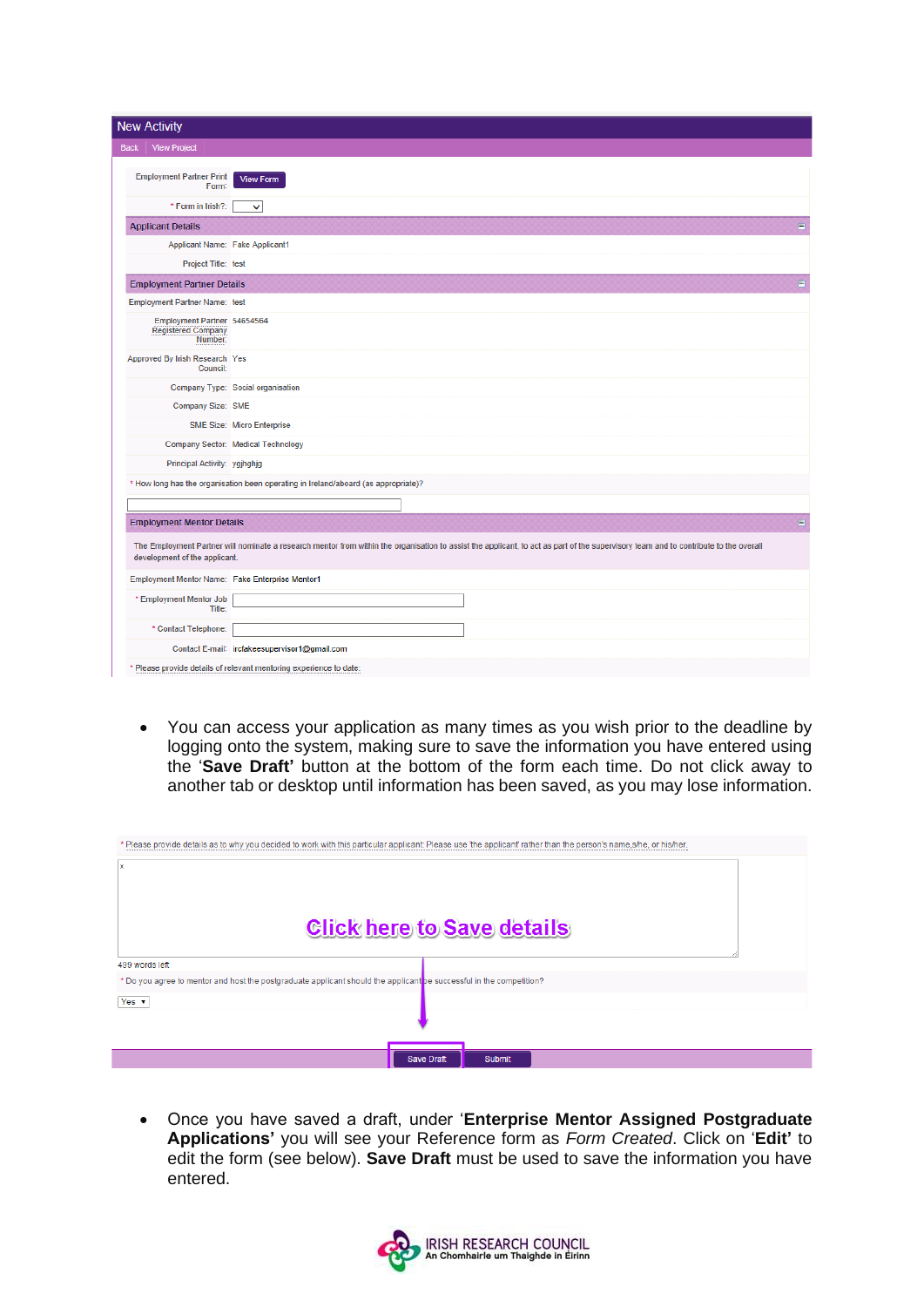New Activity

Back | View Project

Employment Partner Print Form: View Form

* Form in Irish?:

**Applicant Details**

| | |
|---|---|
| Applicant Name: | Fake Applicant1 |
| Project Title: | test |

**Employment Partner Details**

| | |
|---|---|
| Employment Partner Name: | test |
| Employment Partner Registered Company Number: | 54654564 |
| Approved By Irish Research Council: | Yes |
| Company Type: | Social organisation |
| Company Size: | SME |
| SME Size: | Micro Enterprise |
| Company Sector: | Medical Technology |
| Principal Activity: | ygjhghjg |

* How long has the organisation been operating in Ireland/aboard (as appropriate)?

**Employment Mentor Details**

The Employment Partner will nominate a research mentor from within the organisation to assist the applicant, to act as part of the supervisory team and to contribute to the overall development of the applicant.

| | |
|---|---|
| Employment Mentor Name: | Fake Enterprise Mentor1 |
| * Employment Mentor Job Title: | |
| * Contact Telephone: | |
| Contact E-mail: | ircfakeesupervisor1@gmail.com |

* Please provide details of relevant mentoring experience to date.

- You can access your application as many times as you wish prior to the deadline by logging onto the system, making sure to save the information you have entered using the '**Save Draft'** button at the bottom of the form each time. Do not click away to another tab or desktop until information has been saved, as you may lose information.

* Please provide details as to why you decided to work with this particular applicant. Please use 'the applicant' rather than the person's name,s/he, or his/her.

x

Click here to Save details

499 words left

* Do you agree to mentor and host the postgraduate applicant should the applicant be successful in the competition?

Yes

Save Draft | Submit

- Once you have saved a draft, under '**Enterprise Mentor Assigned Postgraduate Applications'** you will see your Reference form as *Form Created*. Click on '**Edit'** to edit the form (see below). **Save Draft** must be used to save the information you have entered.

IRISH RESEARCH COUNCIL
An Chomhairle um Thaighde in Éirinn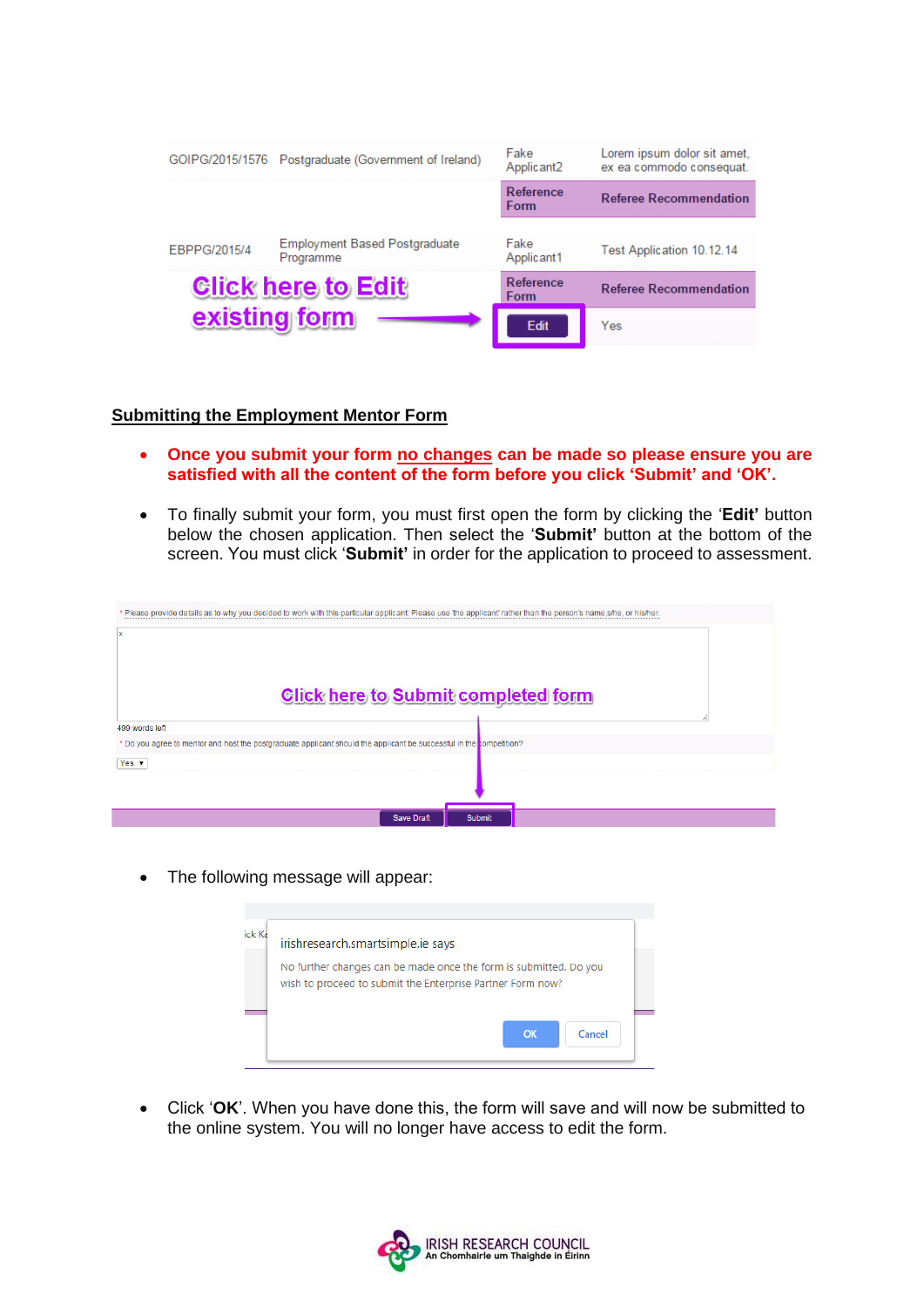| | | | |
|---|---|---|---|
| GOIPG/2015/1576 | Postgraduate (Government of Ireland) | Fake Applicant2 | Lorem ipsum dolor sit amet, ex ea commodo consequat. |
| | | Reference Form | Referee Recommendation |
| EBPPG/2015/4 | Employment Based Postgraduate Programme | Fake Applicant1 | Test Application 10.12.14 |
| | | Reference Form | Referee Recommendation |
| | Click here to Edit existing form → | Edit | Yes |

## Submitting the Employment Mentor Form

- **Once you submit your form no changes can be made so please ensure you are satisfied with all the content of the form before you click 'Submit' and 'OK'.**

- To finally submit your form, you must first open the form by clicking the '**Edit'** button below the chosen application. Then select the '**Submit'** button at the bottom of the screen. You must click '**Submit'** in order for the application to proceed to assessment.

* Please provide details as to why you decided to work with this particular applicant. Please use 'the applicant' rather than the person's name,s/he, or his/her.

x

Click here to Submit completed form

499 words left

* Do you agree to mentor and host the postgraduate applicant should the applicant be successful in the competition?

Yes

Save Draft | Submit

- The following message will appear:

irishresearch.smartsimple.ie says

No further changes can be made once the form is submitted. Do you wish to proceed to submit the Enterprise Partner Form now?

OK | Cancel

- Click '**OK**'. When you have done this, the form will save and will now be submitted to the online system. You will no longer have access to edit the form.

IRISH RESEARCH COUNCIL
An Chomhairle um Thaighde in Éirinn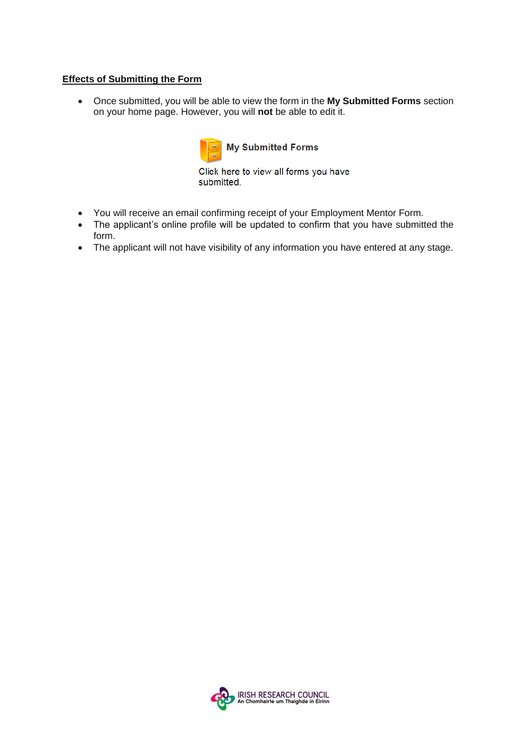**Effects of Submitting the Form**

- Once submitted, you will be able to view the form in the **My Submitted Forms** section on your home page. However, you will **not** be able to edit it.

**My Submitted Forms**

Click here to view all forms you have submitted.

- You will receive an email confirming receipt of your Employment Mentor Form.
- The applicant's online profile will be updated to confirm that you have submitted the form.
- The applicant will not have visibility of any information you have entered at any stage.